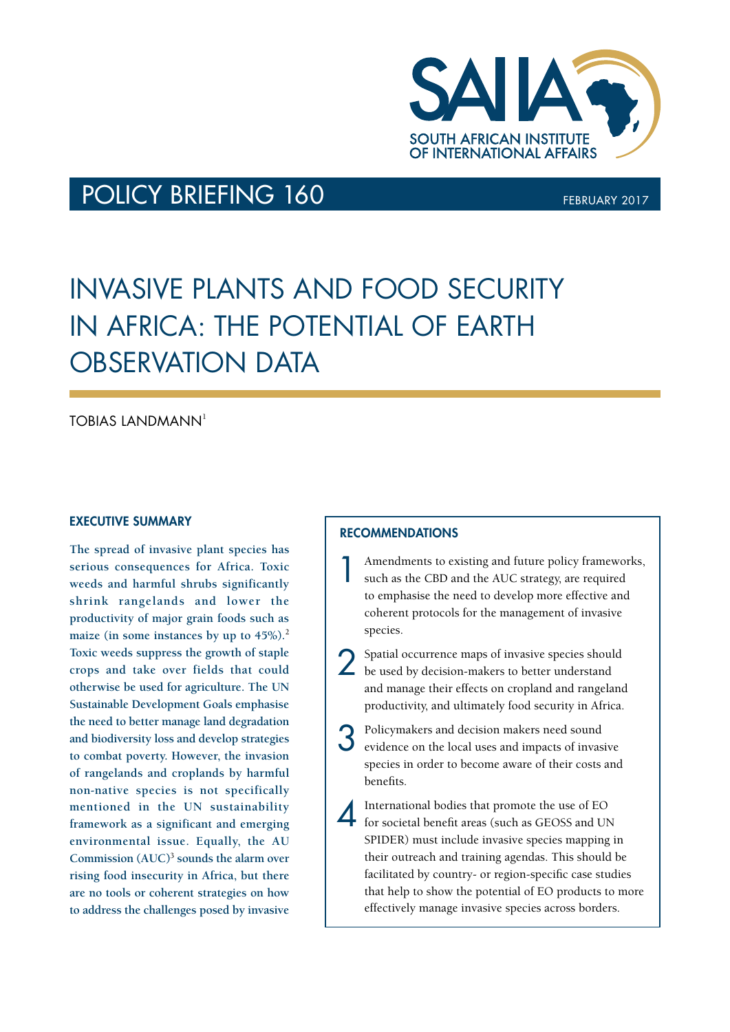SAIIA

SOUTH AFRICAN INSTITUTE OF INTERNATIONAL AFFAIRS

POLICY BRIEFING 160

FEBRUARY 2017

# INVASIVE PLANTS AND FOOD SECURITY IN AFRICA: THE POTENTIAL OF EARTH OBSERVATION DATA

TOBIAS LANDMANN[1]

## EXECUTIVE SUMMARY

**The spread of invasive plant species has serious consequences for Africa. Toxic weeds and harmful shrubs significantly shrink rangelands and lower the productivity of major grain foods such as maize (in some instances by up to 45%).[2] Toxic weeds suppress the growth of staple crops and take over fields that could otherwise be used for agriculture. The UN Sustainable Development Goals emphasise the need to better manage land degradation and biodiversity loss and develop strategies to combat poverty. However, the invasion of rangelands and croplands by harmful non-native species is not specifically mentioned in the UN sustainability framework as a significant and emerging environmental issue. Equally, the AU Commission (AUC)[3] sounds the alarm over rising food insecurity in Africa, but there are no tools or coherent strategies on how to address the challenges posed by invasive**

## RECOMMENDATIONS

1. Amendments to existing and future policy frameworks, such as the CBD and the AUC strategy, are required to emphasise the need to develop more effective and coherent protocols for the management of invasive species.
2. Spatial occurrence maps of invasive species should be used by decision-makers to better understand and manage their effects on cropland and rangeland productivity, and ultimately food security in Africa.
3. Policymakers and decision makers need sound evidence on the local uses and impacts of invasive species in order to become aware of their costs and benefits.
4. International bodies that promote the use of EO for societal benefit areas (such as GEOSS and UN SPIDER) must include invasive species mapping in their outreach and training agendas. This should be facilitated by country- or region-specific case studies that help to show the potential of EO products to more effectively manage invasive species across borders.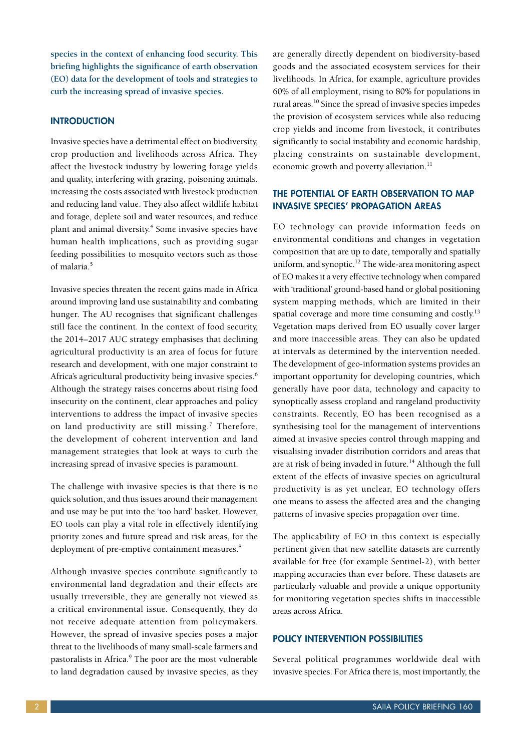**species in the context of enhancing food security. This briefing highlights the significance of earth observation (EO) data for the development of tools and strategies to curb the increasing spread of invasive species.**

## INTRODUCTION

Invasive species have a detrimental effect on biodiversity, crop production and livelihoods across Africa. They affect the livestock industry by lowering forage yields and quality, interfering with grazing, poisoning animals, increasing the costs associated with livestock production and reducing land value. They also affect wildlife habitat and forage, deplete soil and water resources, and reduce plant and animal diversity.[4] Some invasive species have human health implications, such as providing sugar feeding possibilities to mosquito vectors such as those of malaria.[5]

Invasive species threaten the recent gains made in Africa around improving land use sustainability and combating hunger. The AU recognises that significant challenges still face the continent. In the context of food security, the 2014–2017 AUC strategy emphasises that declining agricultural productivity is an area of focus for future research and development, with one major constraint to Africa's agricultural productivity being invasive species.[6] Although the strategy raises concerns about rising food insecurity on the continent, clear approaches and policy interventions to address the impact of invasive species on land productivity are still missing.[7] Therefore, the development of coherent intervention and land management strategies that look at ways to curb the increasing spread of invasive species is paramount.

The challenge with invasive species is that there is no quick solution, and thus issues around their management and use may be put into the 'too hard' basket. However, EO tools can play a vital role in effectively identifying priority zones and future spread and risk areas, for the deployment of pre-emptive containment measures.[8]

Although invasive species contribute significantly to environmental land degradation and their effects are usually irreversible, they are generally not viewed as a critical environmental issue. Consequently, they do not receive adequate attention from policymakers. However, the spread of invasive species poses a major threat to the livelihoods of many small-scale farmers and pastoralists in Africa.[9] The poor are the most vulnerable to land degradation caused by invasive species, as they are generally directly dependent on biodiversity-based goods and the associated ecosystem services for their livelihoods. In Africa, for example, agriculture provides 60% of all employment, rising to 80% for populations in rural areas.[10] Since the spread of invasive species impedes the provision of ecosystem services while also reducing crop yields and income from livestock, it contributes significantly to social instability and economic hardship, placing constraints on sustainable development, economic growth and poverty alleviation.[11]

## THE POTENTIAL OF EARTH OBSERVATION TO MAP INVASIVE SPECIES' PROPAGATION AREAS

EO technology can provide information feeds on environmental conditions and changes in vegetation composition that are up to date, temporally and spatially uniform, and synoptic.[12] The wide-area monitoring aspect of EO makes it a very effective technology when compared with 'traditional' ground-based hand or global positioning system mapping methods, which are limited in their spatial coverage and more time consuming and costly.[13] Vegetation maps derived from EO usually cover larger and more inaccessible areas. They can also be updated at intervals as determined by the intervention needed. The development of geo-information systems provides an important opportunity for developing countries, which generally have poor data, technology and capacity to synoptically assess cropland and rangeland productivity constraints. Recently, EO has been recognised as a synthesising tool for the management of interventions aimed at invasive species control through mapping and visualising invader distribution corridors and areas that are at risk of being invaded in future.[14] Although the full extent of the effects of invasive species on agricultural productivity is as yet unclear, EO technology offers one means to assess the affected area and the changing patterns of invasive species propagation over time.

The applicability of EO in this context is especially pertinent given that new satellite datasets are currently available for free (for example Sentinel-2), with better mapping accuracies than ever before. These datasets are particularly valuable and provide a unique opportunity for monitoring vegetation species shifts in inaccessible areas across Africa.

## POLICY INTERVENTION POSSIBILITIES

Several political programmes worldwide deal with invasive species. For Africa there is, most importantly, the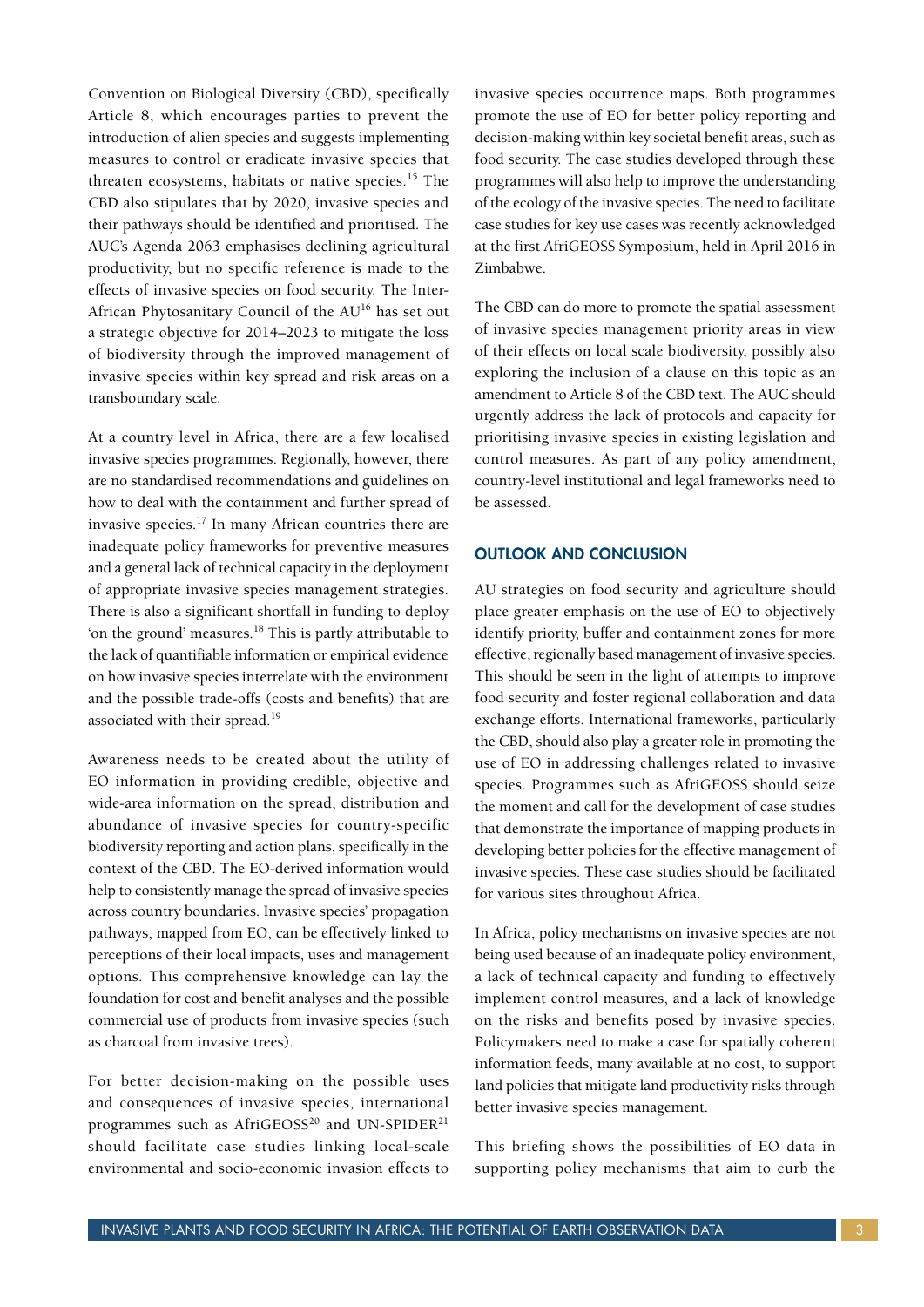Convention on Biological Diversity (CBD), specifically Article 8, which encourages parties to prevent the introduction of alien species and suggests implementing measures to control or eradicate invasive species that threaten ecosystems, habitats or native species.[15] The CBD also stipulates that by 2020, invasive species and their pathways should be identified and prioritised. The AUC's Agenda 2063 emphasises declining agricultural productivity, but no specific reference is made to the effects of invasive species on food security. The Inter-African Phytosanitary Council of the AU[16] has set out a strategic objective for 2014–2023 to mitigate the loss of biodiversity through the improved management of invasive species within key spread and risk areas on a transboundary scale.

At a country level in Africa, there are a few localised invasive species programmes. Regionally, however, there are no standardised recommendations and guidelines on how to deal with the containment and further spread of invasive species.[17] In many African countries there are inadequate policy frameworks for preventive measures and a general lack of technical capacity in the deployment of appropriate invasive species management strategies. There is also a significant shortfall in funding to deploy 'on the ground' measures.[18] This is partly attributable to the lack of quantifiable information or empirical evidence on how invasive species interrelate with the environment and the possible trade-offs (costs and benefits) that are associated with their spread.[19]

Awareness needs to be created about the utility of EO information in providing credible, objective and wide-area information on the spread, distribution and abundance of invasive species for country-specific biodiversity reporting and action plans, specifically in the context of the CBD. The EO-derived information would help to consistently manage the spread of invasive species across country boundaries. Invasive species' propagation pathways, mapped from EO, can be effectively linked to perceptions of their local impacts, uses and management options. This comprehensive knowledge can lay the foundation for cost and benefit analyses and the possible commercial use of products from invasive species (such as charcoal from invasive trees).

For better decision-making on the possible uses and consequences of invasive species, international programmes such as AfriGEOSS[20] and UN-SPIDER[21] should facilitate case studies linking local-scale environmental and socio-economic invasion effects to invasive species occurrence maps. Both programmes promote the use of EO for better policy reporting and decision-making within key societal benefit areas, such as food security. The case studies developed through these programmes will also help to improve the understanding of the ecology of the invasive species. The need to facilitate case studies for key use cases was recently acknowledged at the first AfriGEOSS Symposium, held in April 2016 in Zimbabwe.

The CBD can do more to promote the spatial assessment of invasive species management priority areas in view of their effects on local scale biodiversity, possibly also exploring the inclusion of a clause on this topic as an amendment to Article 8 of the CBD text. The AUC should urgently address the lack of protocols and capacity for prioritising invasive species in existing legislation and control measures. As part of any policy amendment, country-level institutional and legal frameworks need to be assessed.

## OUTLOOK AND CONCLUSION

AU strategies on food security and agriculture should place greater emphasis on the use of EO to objectively identify priority, buffer and containment zones for more effective, regionally based management of invasive species. This should be seen in the light of attempts to improve food security and foster regional collaboration and data exchange efforts. International frameworks, particularly the CBD, should also play a greater role in promoting the use of EO in addressing challenges related to invasive species. Programmes such as AfriGEOSS should seize the moment and call for the development of case studies that demonstrate the importance of mapping products in developing better policies for the effective management of invasive species. These case studies should be facilitated for various sites throughout Africa.

In Africa, policy mechanisms on invasive species are not being used because of an inadequate policy environment, a lack of technical capacity and funding to effectively implement control measures, and a lack of knowledge on the risks and benefits posed by invasive species. Policymakers need to make a case for spatially coherent information feeds, many available at no cost, to support land policies that mitigate land productivity risks through better invasive species management.

This briefing shows the possibilities of EO data in supporting policy mechanisms that aim to curb the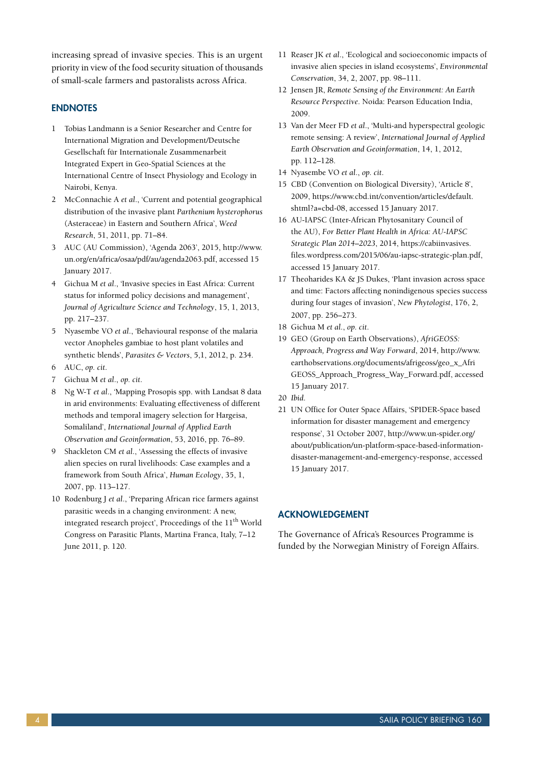increasing spread of invasive species. This is an urgent priority in view of the food security situation of thousands of small-scale farmers and pastoralists across Africa.

## ENDNOTES

1. Tobias Landmann is a Senior Researcher and Centre for International Migration and Development/Deutsche Gesellschaft für Internationale Zusammenarbeit Integrated Expert in Geo-Spatial Sciences at the International Centre of Insect Physiology and Ecology in Nairobi, Kenya.
2. McConnachie A *et al.*, 'Current and potential geographical distribution of the invasive plant *Parthenium hysterophorus* (Asteraceae) in Eastern and Southern Africa', *Weed Research*, 51, 2011, pp. 71–84.
3. AUC (AU Commission), 'Agenda 2063', 2015, http://www.un.org/en/africa/osaa/pdf/au/agenda2063.pdf, accessed 15 January 2017.
4. Gichua M *et al.*, 'Invasive species in East Africa: Current status for informed policy decisions and management', *Journal of Agriculture Science and Technology*, 15, 1, 2013, pp. 217–237.
5. Nyasembe VO *et al.*, 'Behavioural response of the malaria vector Anopheles gambiae to host plant volatiles and synthetic blends', *Parasites & Vectors*, 5,1, 2012, p. 234.
6. AUC, *op. cit*.
7. Gichua M *et al.*, *op. cit*.
8. Ng W-T *et al.*, 'Mapping Prosopis spp. with Landsat 8 data in arid environments: Evaluating effectiveness of different methods and temporal imagery selection for Hargeisa, Somaliland', *International Journal of Applied Earth Observation and Geoinformation*, 53, 2016, pp. 76–89.
9. Shackleton CM *et al.*, 'Assessing the effects of invasive alien species on rural livelihoods: Case examples and a framework from South Africa', *Human Ecology*, 35, 1, 2007, pp. 113–127.
10. Rodenburg J *et al.*, 'Preparing African rice farmers against parasitic weeds in a changing environment: A new, integrated research project', Proceedings of the 11th World Congress on Parasitic Plants, Martina Franca, Italy, 7–12 June 2011, p. 120.
11. Reaser JK *et al.*, 'Ecological and socioeconomic impacts of invasive alien species in island ecosystems', *Environmental Conservation*, 34, 2, 2007, pp. 98–111.
12. Jensen JR, *Remote Sensing of the Environment: An Earth Resource Perspective*. Noida: Pearson Education India, 2009.
13. Van der Meer FD *et al.*, 'Multi-and hyperspectral geologic remote sensing: A review', *International Journal of Applied Earth Observation and Geoinformation*, 14, 1, 2012, pp. 112–128.
14. Nyasembe VO *et al.*, *op. cit*.
15. CBD (Convention on Biological Diversity), 'Article 8', 2009, https://www.cbd.int/convention/articles/default.shtml?a=cbd-08, accessed 15 January 2017.
16. AU-IAPSC (Inter-African Phytosanitary Council of the AU), *For Better Plant Health in Africa: AU-IAPSC Strategic Plan 2014–2023*, 2014, https://cabiinvasives.files.wordpress.com/2015/06/au-iapsc-strategic-plan.pdf, accessed 15 January 2017.
17. Theoharides KA & JS Dukes, 'Plant invasion across space and time: Factors affecting nonindigenous species success during four stages of invasion', *New Phytologist*, 176, 2, 2007, pp. 256–273.
18. Gichua M *et al.*, *op. cit*.
19. GEO (Group on Earth Observations), *AfriGEOSS: Approach, Progress and Way Forward*, 2014, http://www.earthobservations.org/documents/afrigeoss/geo_x_AfriGEOSS_Approach_Progress_Way_Forward.pdf, accessed 15 January 2017.
20. *Ibid.*
21. UN Office for Outer Space Affairs, 'SPIDER-Space based information for disaster management and emergency response', 31 October 2007, http://www.un-spider.org/about/publication/un-platform-space-based-information-disaster-management-and-emergency-response, accessed 15 January 2017.

## ACKNOWLEDGEMENT

The Governance of Africa's Resources Programme is funded by the Norwegian Ministry of Foreign Affairs.